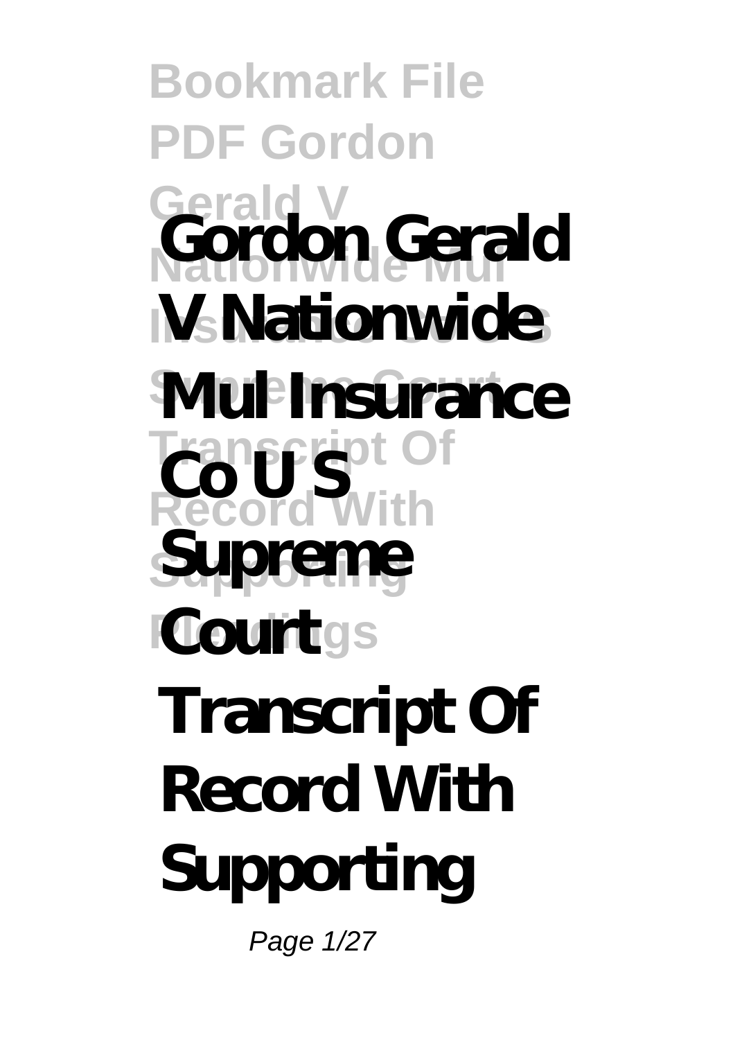# Gordon Gerald V Nationwide Mul Insurance Co U S Supreme Court Transcript Of Record With Supporting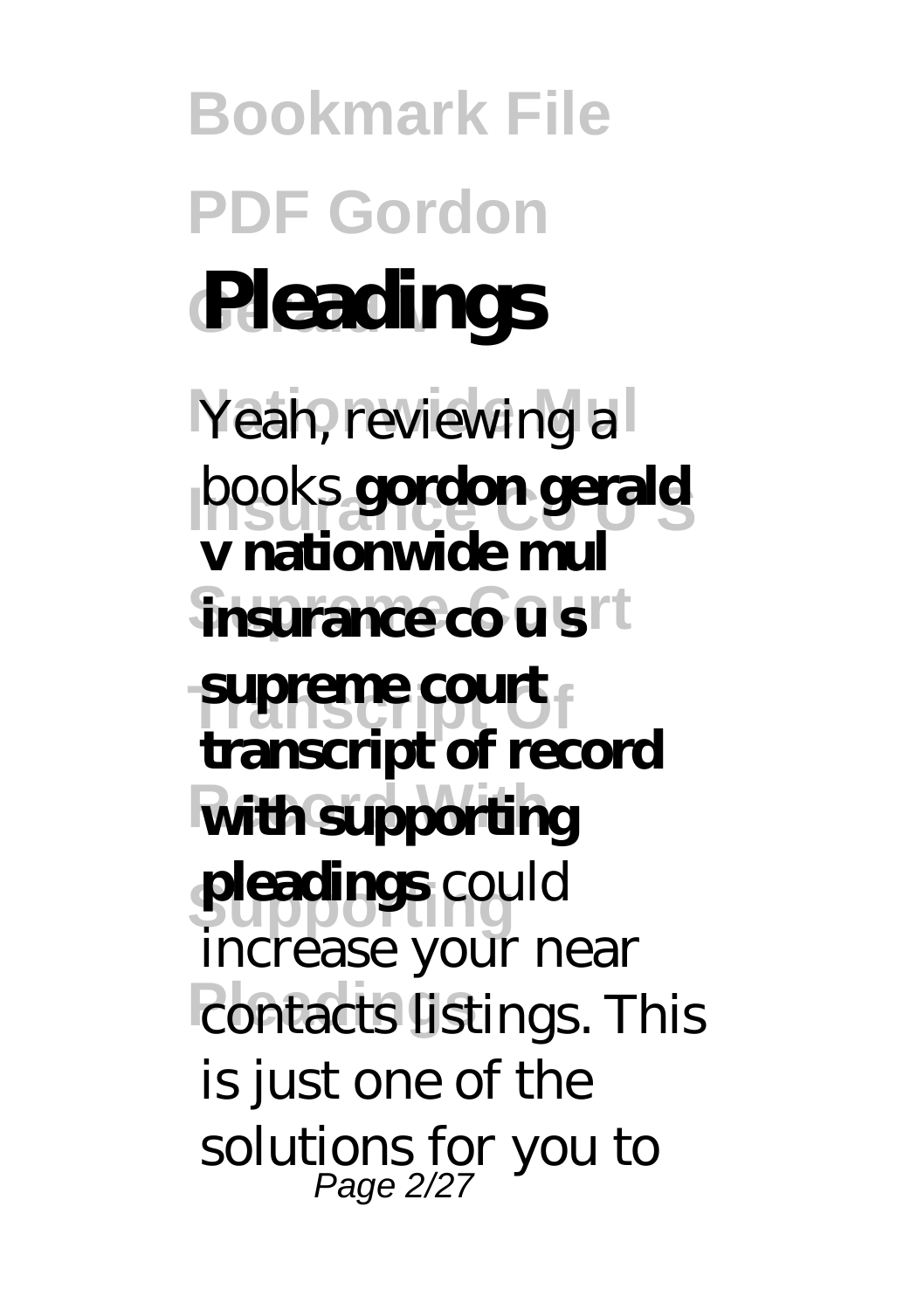# Pleadings

Yeah, reviewing a books **gordon gerald v nationwide mul insurance co u s supreme court transcript of record with supporting pleadings** could increase your near contacts listings. This is just one of the solutions for you to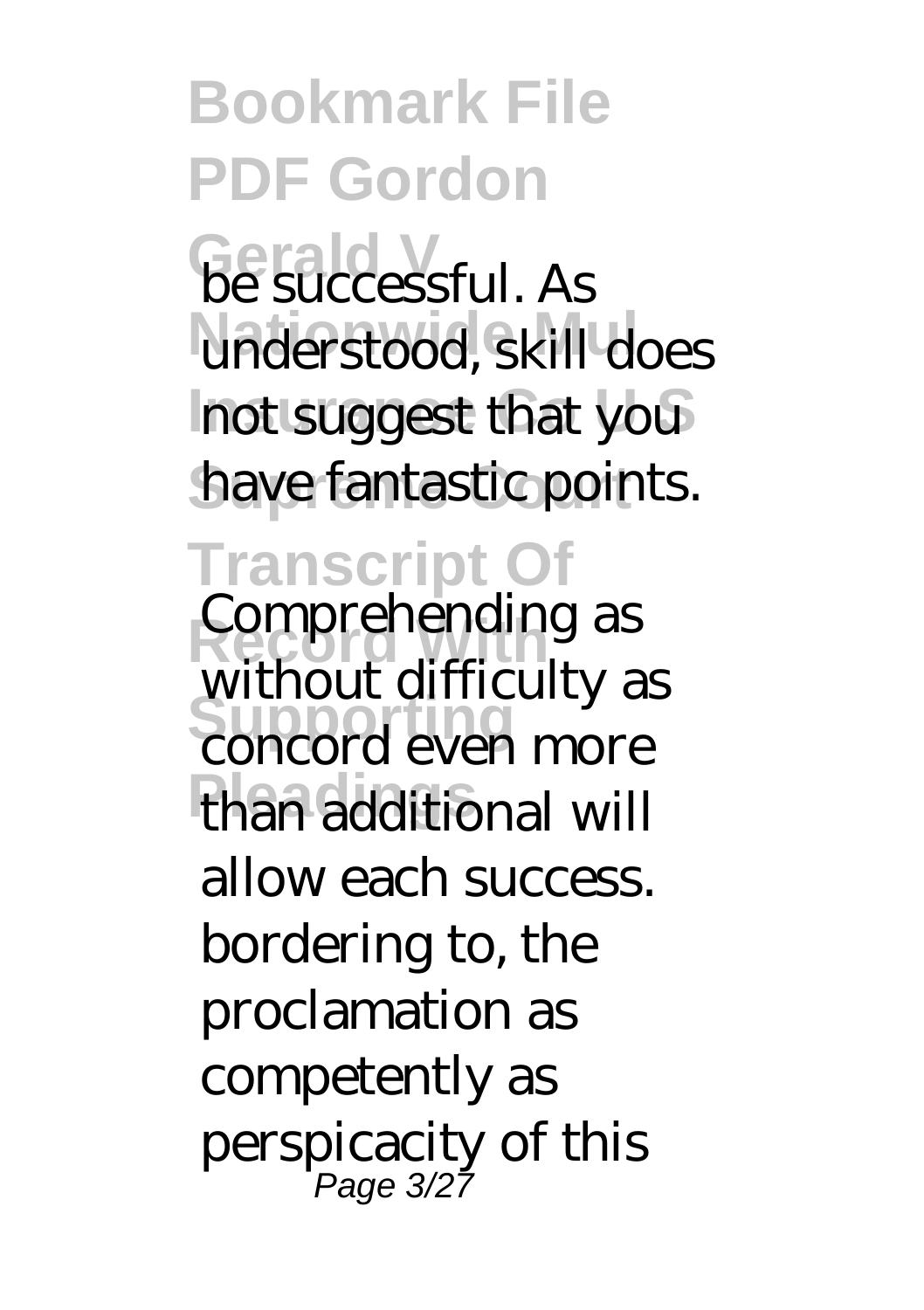be successful. As understood, skill does not suggest that you have fantastic points.

Comprehending as without difficulty as concord even more than additional will allow each success. bordering to, the proclamation as competently as perspicacity of this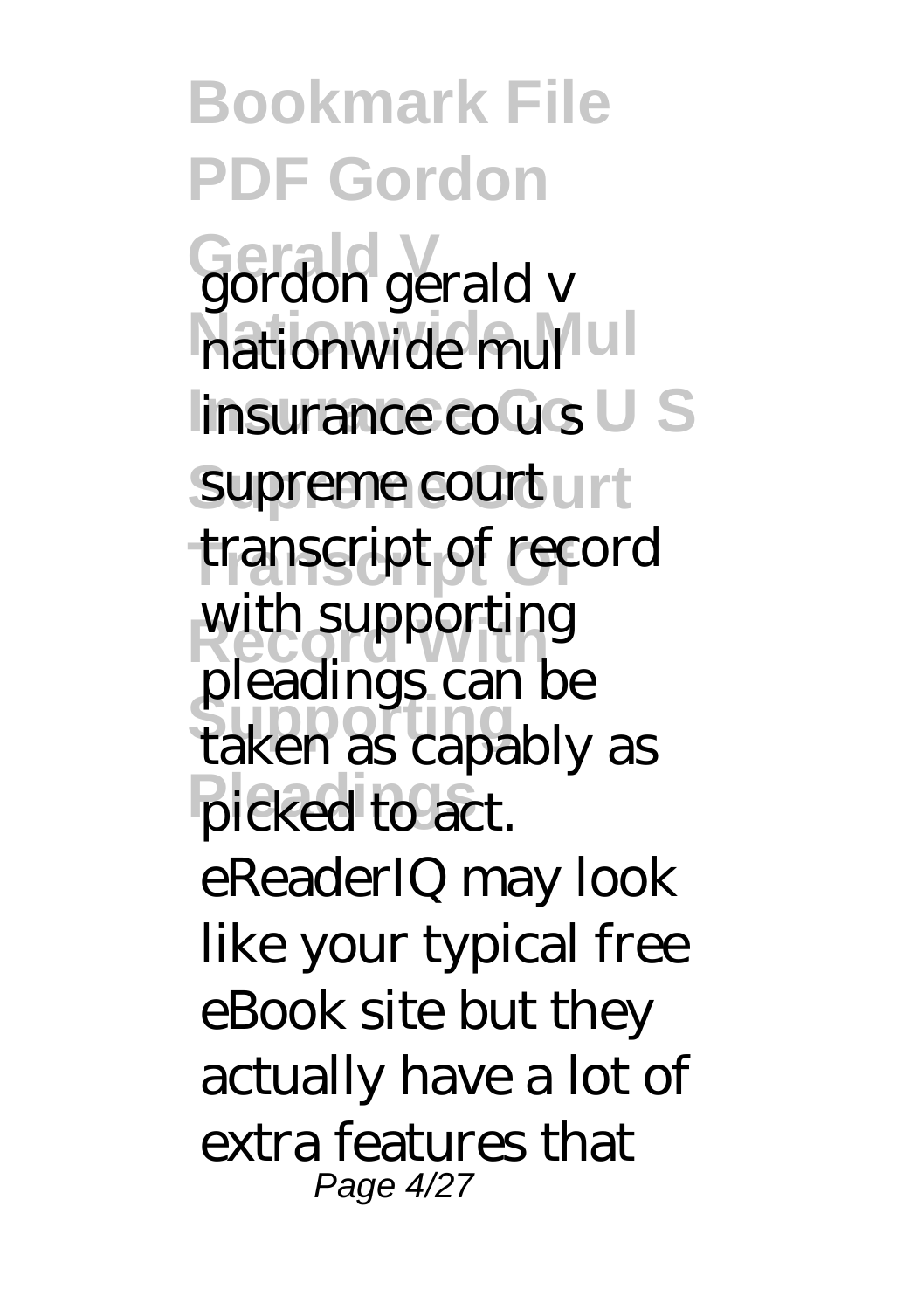gordon gerald v nationwide mul insurance co u s supreme court transcript of record with supporting pleadings can be taken as capably as picked to act.

eReaderIQ may look like your typical free eBook site but they actually have a lot of extra features that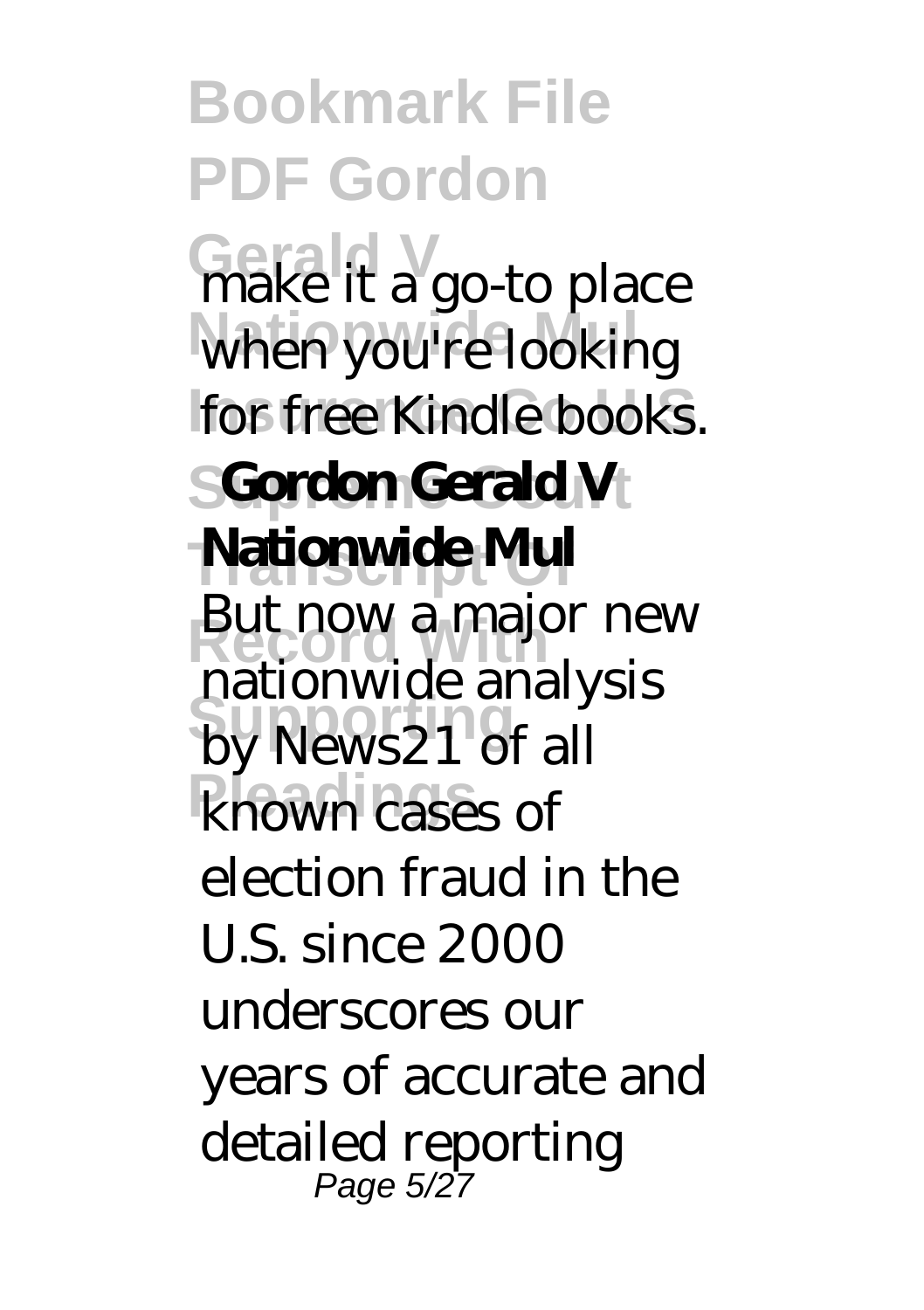make it a go-to place when you're looking for free Kindle books.

**Gordon Gerald V Nationwide Mul**

But now a major new nationwide analysis by News21 of all known cases of election fraud in the U.S. since 2000 underscores our years of accurate and detailed reporting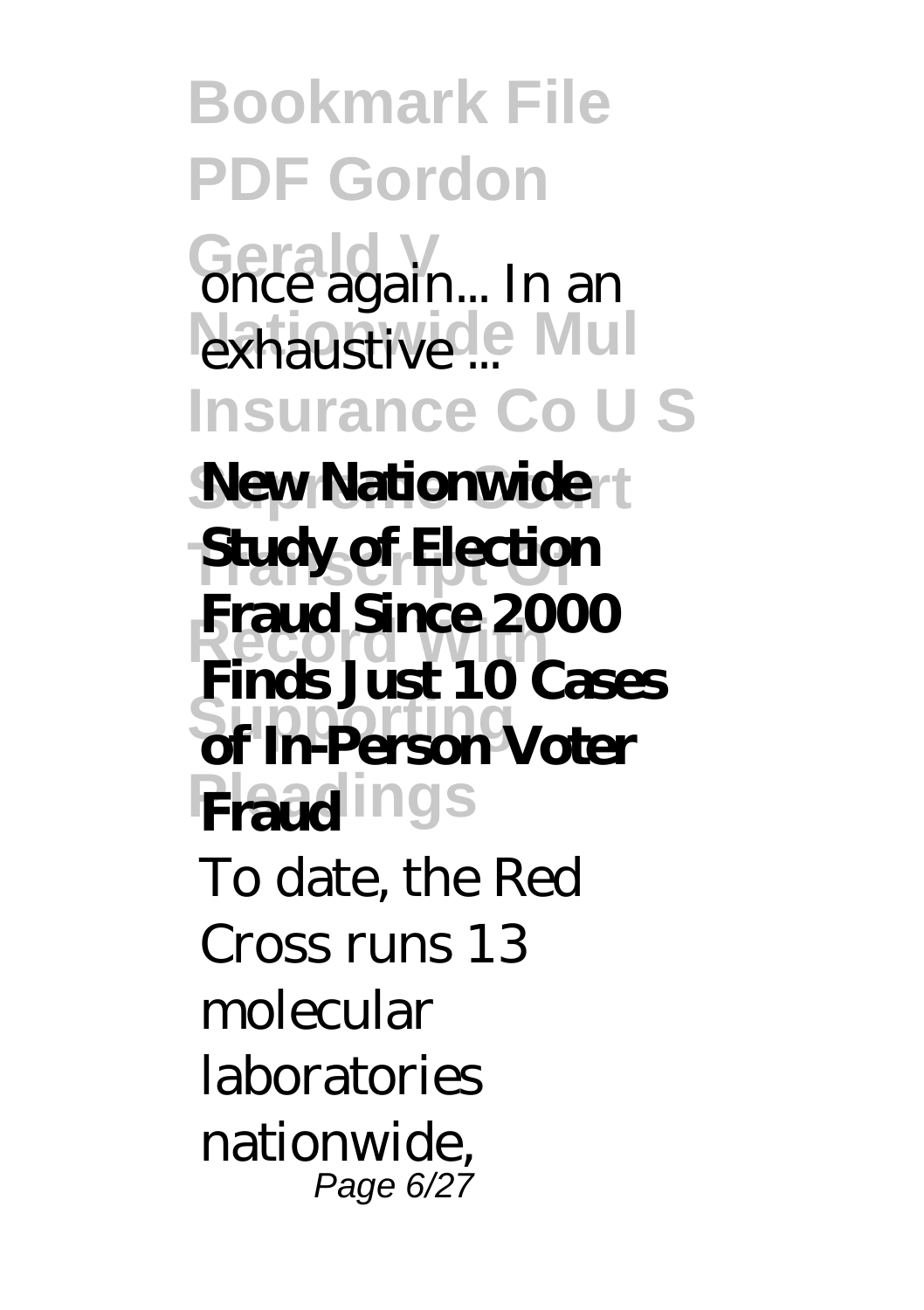once again... In an exhaustive ...

**New Nationwide Study of Election Fraud Since 2000 Finds Just 10 Cases of In-Person Voter Fraud**

To date, the Red Cross runs 13 molecular laboratories nationwide,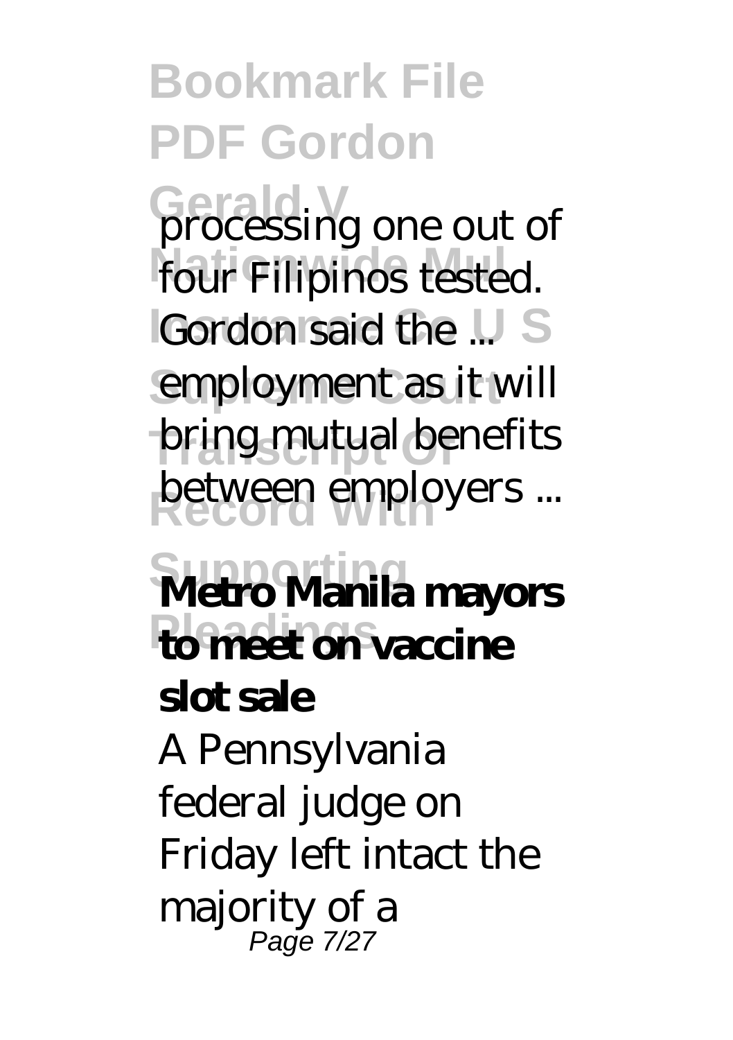processing one out of four Filipinos tested. Gordon said the ... employment as it will bring mutual benefits between employers ...

**Metro Manila mayors to meet on vaccine slot sale**

A Pennsylvania federal judge on Friday left intact the majority of a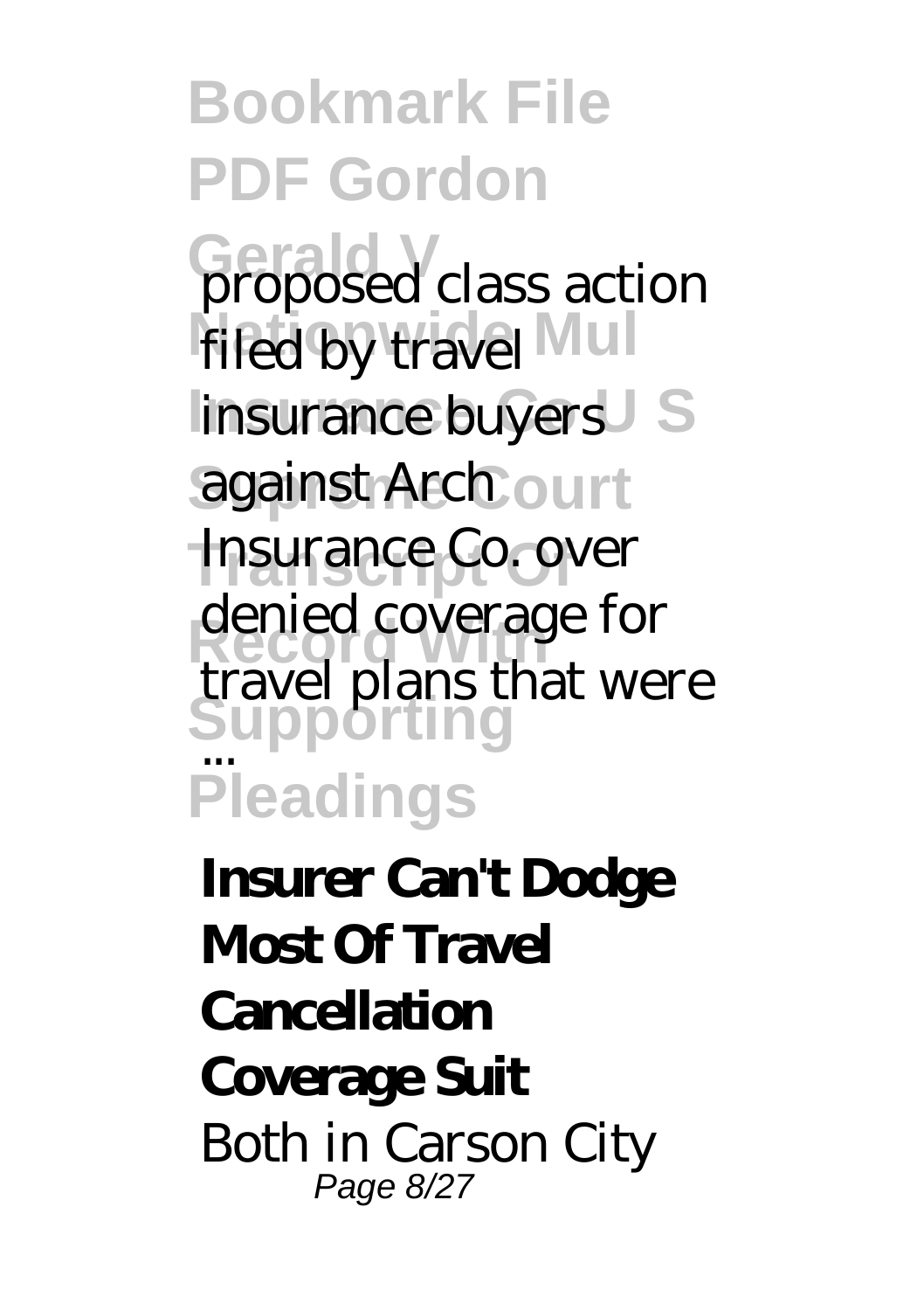proposed class action filed by travel insurance buyers against Arch Insurance Co. over denied coverage for travel plans that were ...

**Insurer Can't Dodge Most Of Travel Cancellation Coverage Suit**

Both in Carson City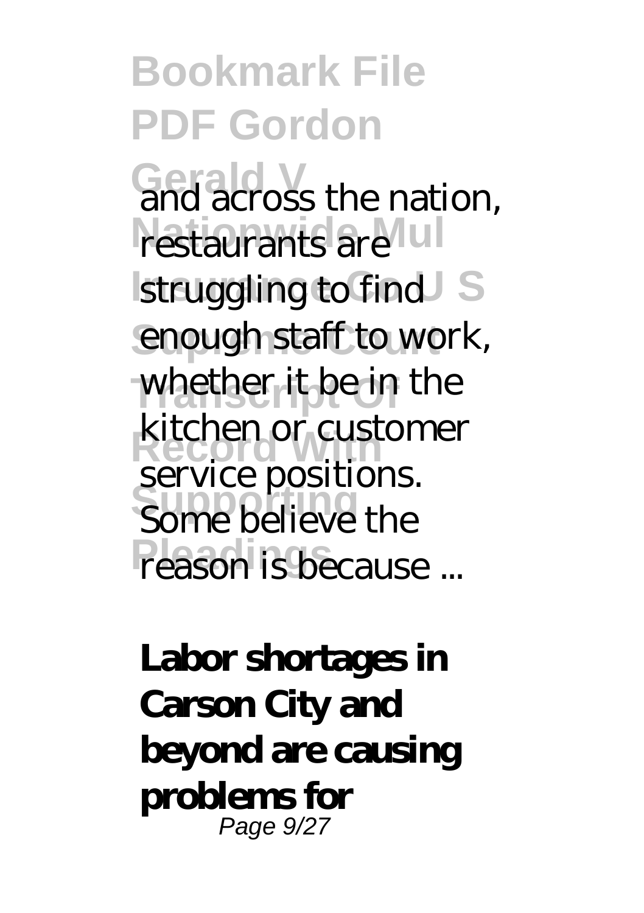and across the nation, restaurants are struggling to find enough staff to work, whether it be in the kitchen or customer service positions. Some believe the reason is because ...

**Labor shortages in Carson City and beyond are causing problems for**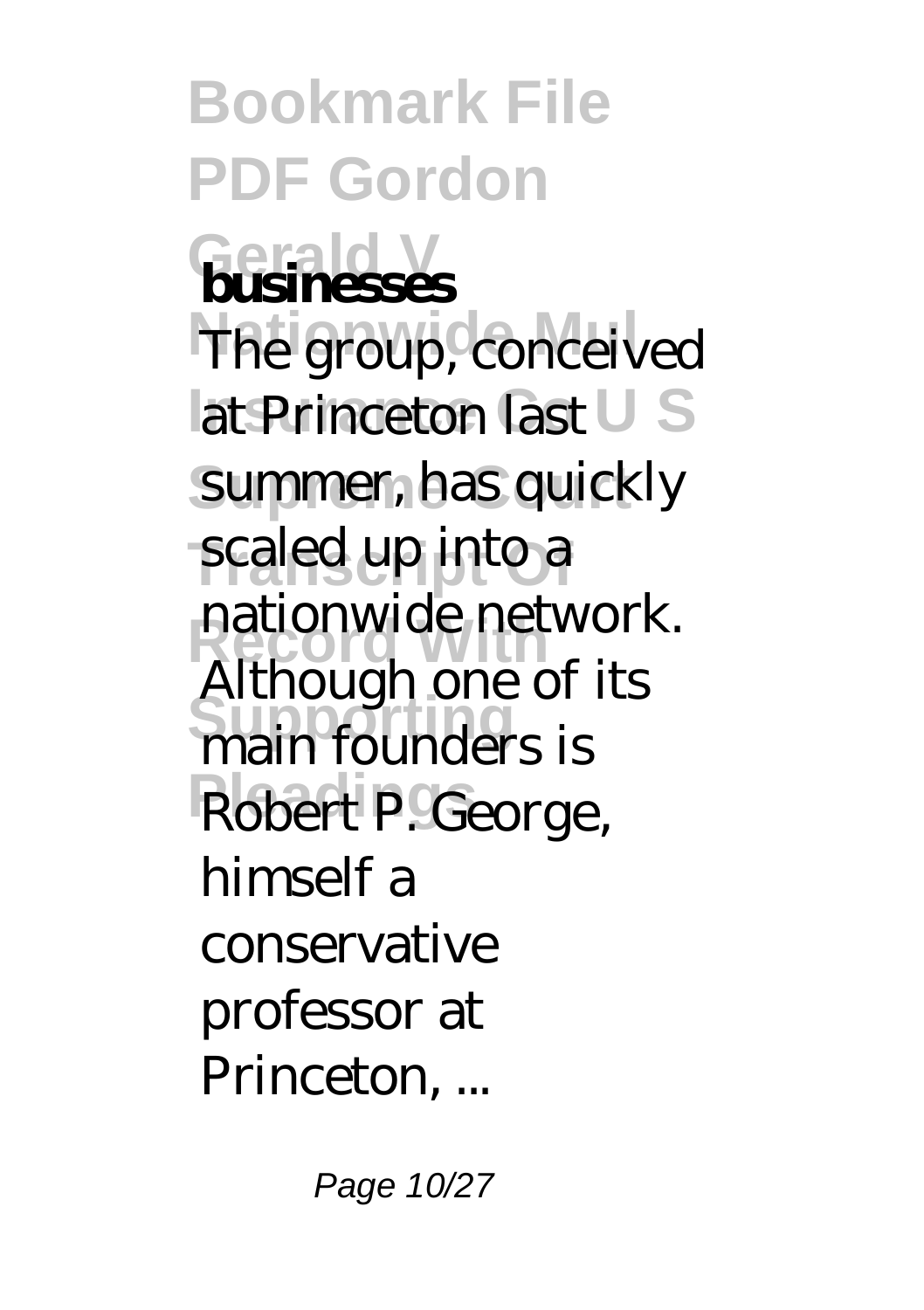**businesses**

The group, conceived at Princeton last summer, has quickly scaled up into a nationwide network. Although one of its main founders is Robert P. George, himself a conservative professor at Princeton, ...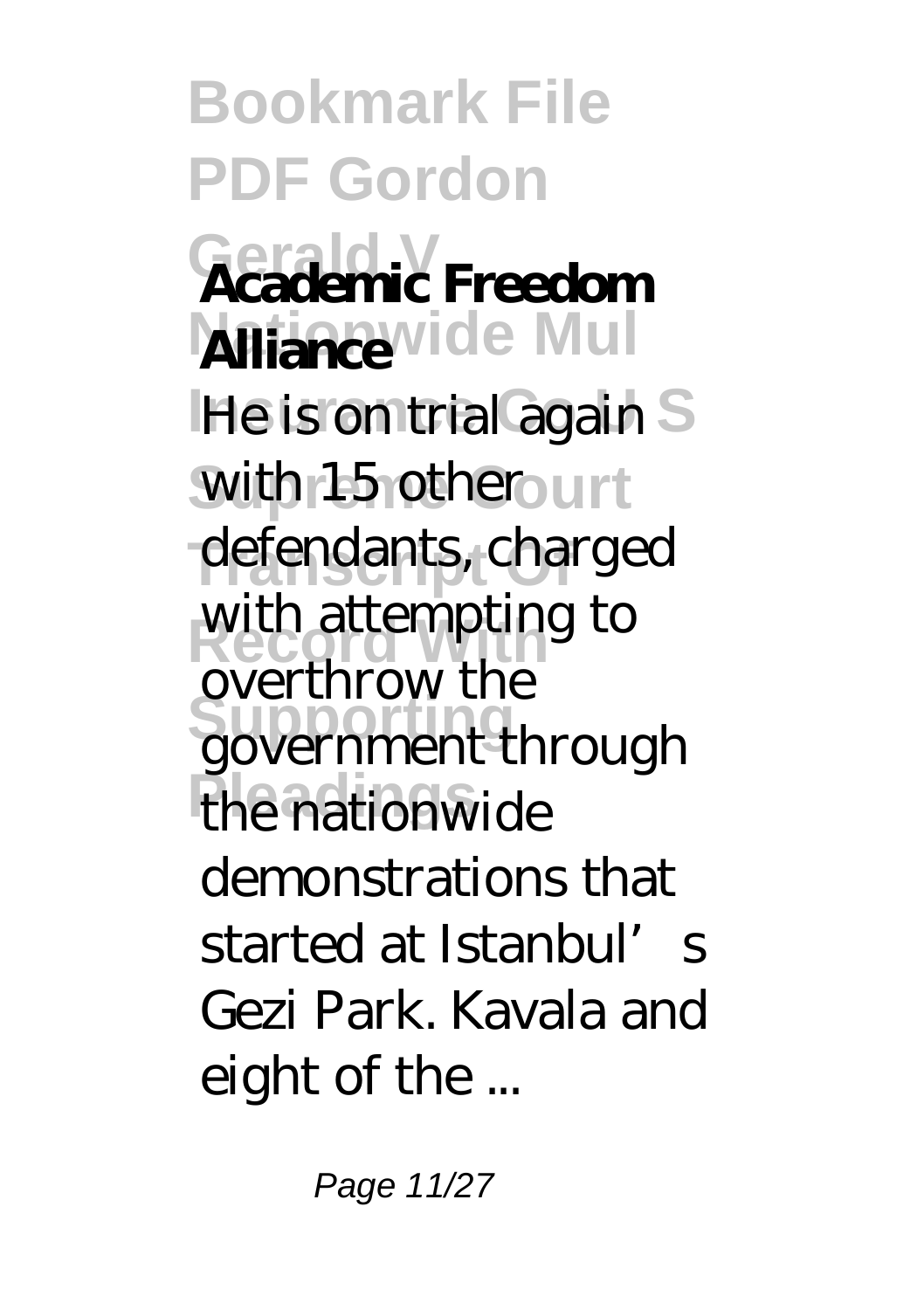**Academic Freedom Alliance**

He is on trial again with 15 other defendants, charged with attempting to overthrow the government through the nationwide demonstrations that started at Istanbul's Gezi Park. Kavala and eight of the ...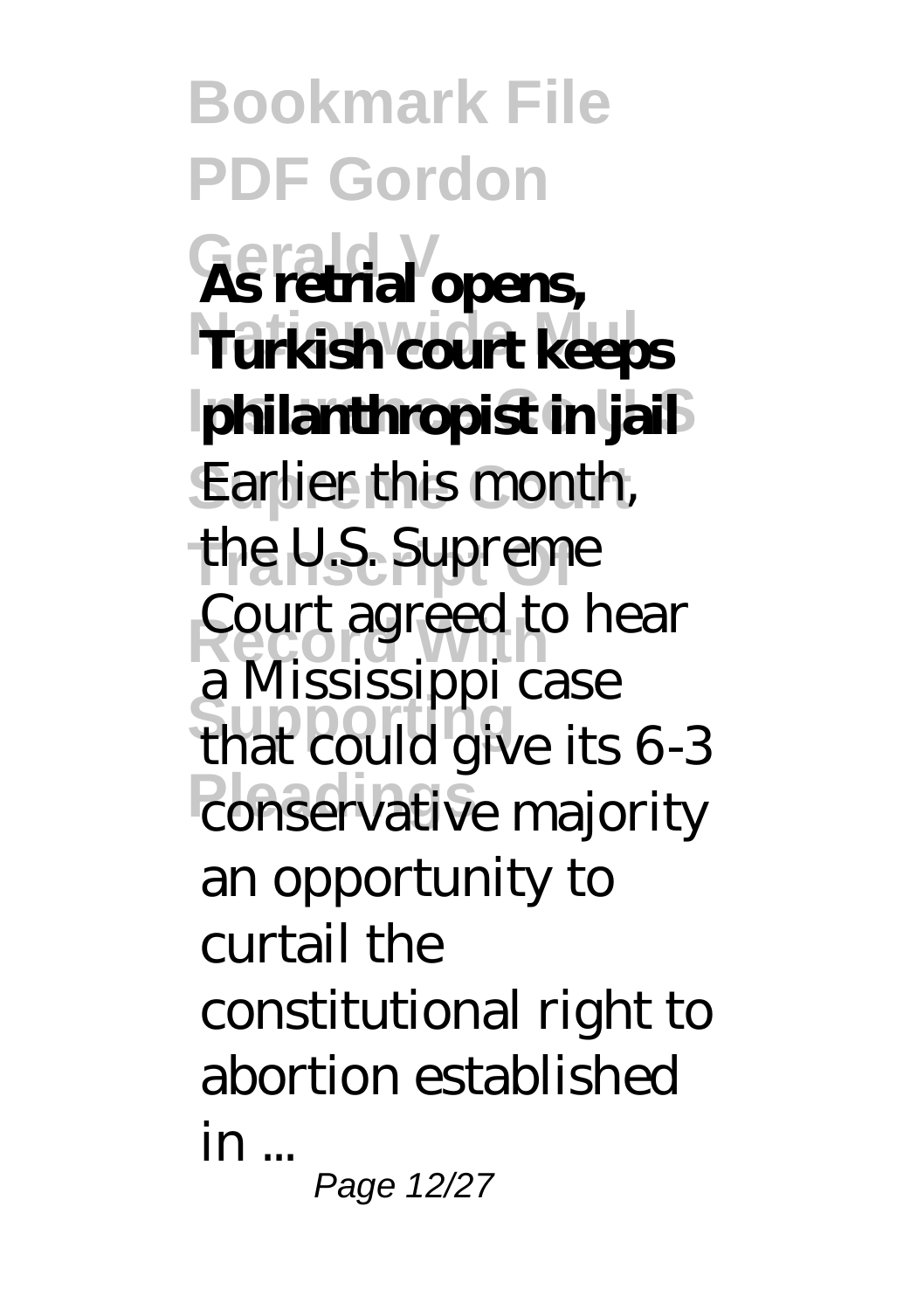**As retrial opens, Turkish court keeps philanthropist in jail**

Earlier this month, the U.S. Supreme Court agreed to hear a Mississippi case that could give its 6-3 conservative majority an opportunity to curtail the constitutional right to abortion established in ...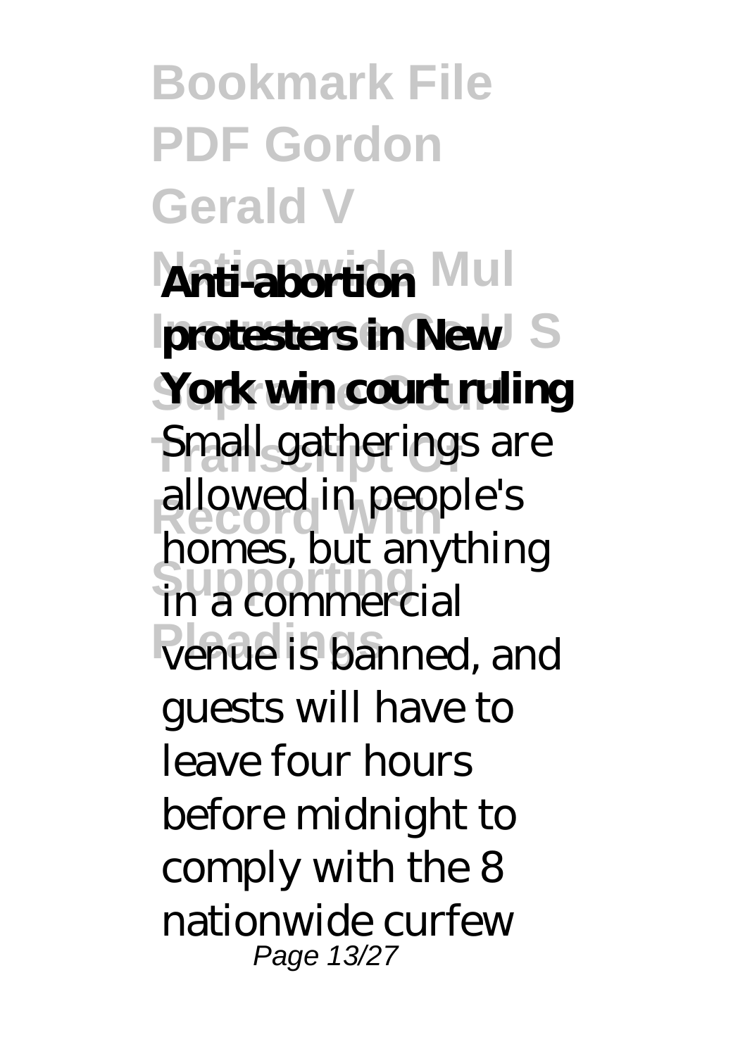**Anti-abortion protesters in New York win court ruling**

Small gatherings are allowed in people's homes, but anything in a commercial venue is banned, and guests will have to leave four hours before midnight to comply with the 8 nationwide curfew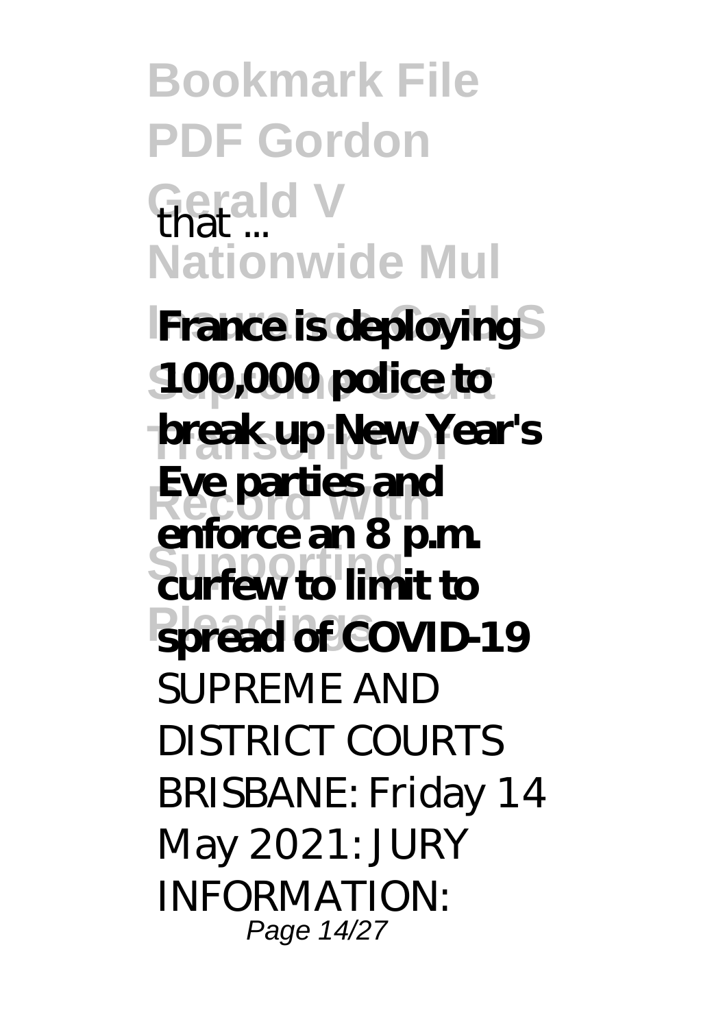that ...

**France is deploying 100,000 police to break up New Year's Eve parties and enforce an 8 p.m. curfew to limit to spread of COVID-19**

SUPREME AND DISTRICT COURTS BRISBANE: Friday 14 May 2021: JURY INFORMATION: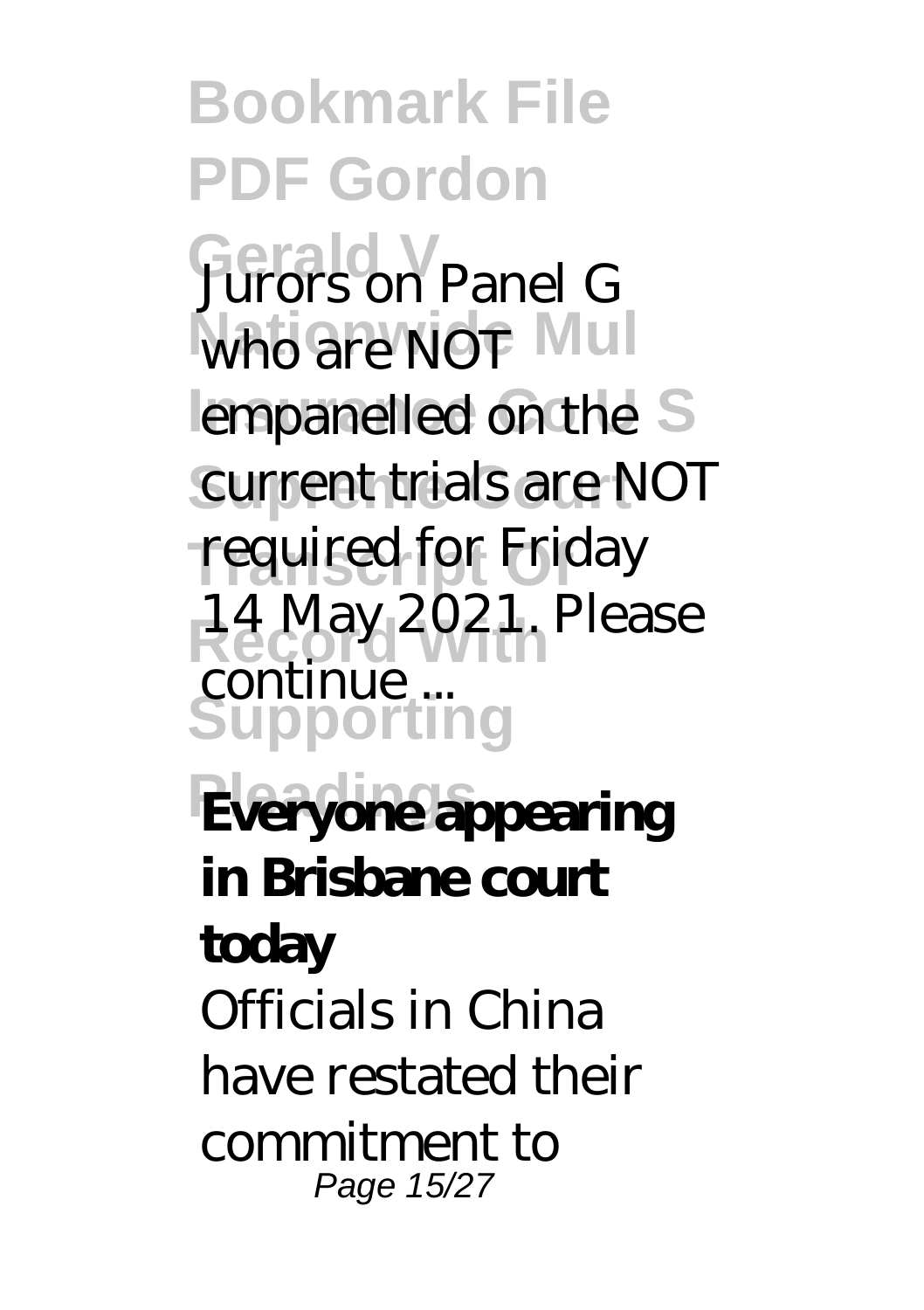Jurors on Panel G who are NOT empanelled on the current trials are NOT required for Friday 14 May 2021. Please continue ...

**Everyone appearing in Brisbane court today**

Officials in China have restated their commitment to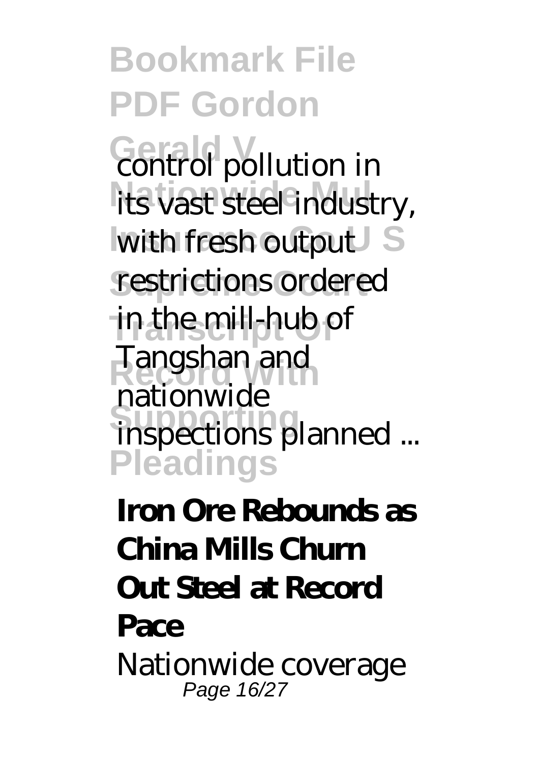control pollution in its vast steel industry, with fresh output restrictions ordered in the mill-hub of Tangshan and nationwide inspections planned ...

**Iron Ore Rebounds as China Mills Churn Out Steel at Record Pace**

Nationwide coverage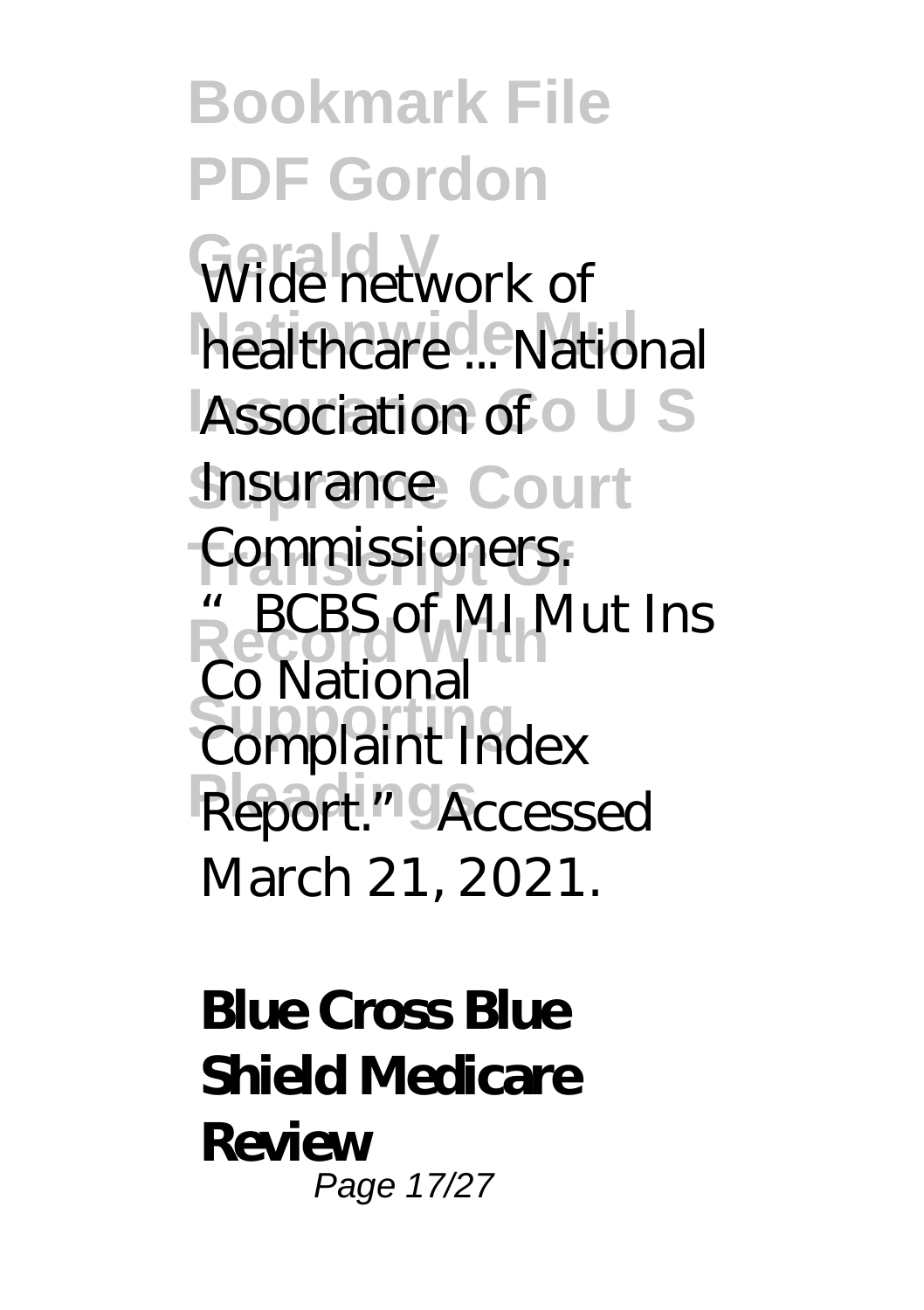Wide network of healthcare ... National Association of Insurance Commissioners. "BCBS of MI Mut Ins Co National Complaint Index Report." Accessed March 21, 2021.

**Blue Cross Blue Shield Medicare Review**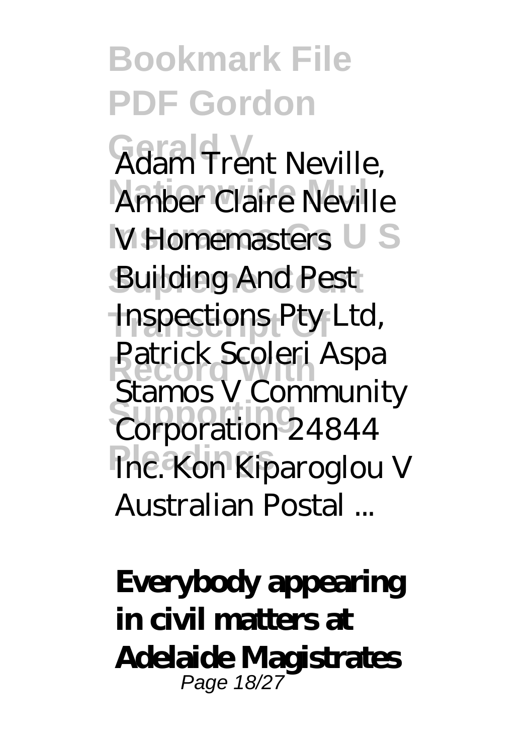Adam Trent Neville, Amber Claire Neville V Homemasters Building And Pest Inspections Pty Ltd, Patrick Scoleri Aspa Stamos V Community Corporation 24844 Inc. Kon Kiparoglou V Australian Postal ...

**Everybody appearing in civil matters at Adelaide Magistrates**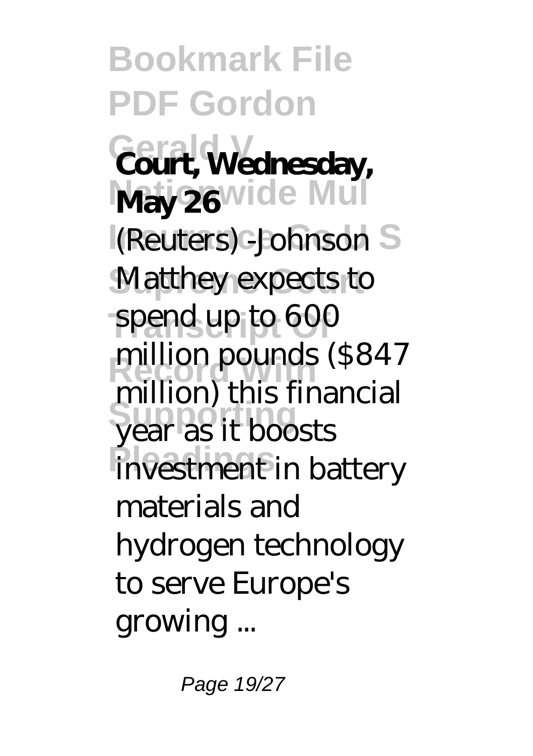**Court, Wednesday, May 26**

(Reuters) -Johnson Matthey expects to spend up to 600 million pounds ($847 million) this financial year as it boosts investment in battery materials and hydrogen technology to serve Europe's growing ...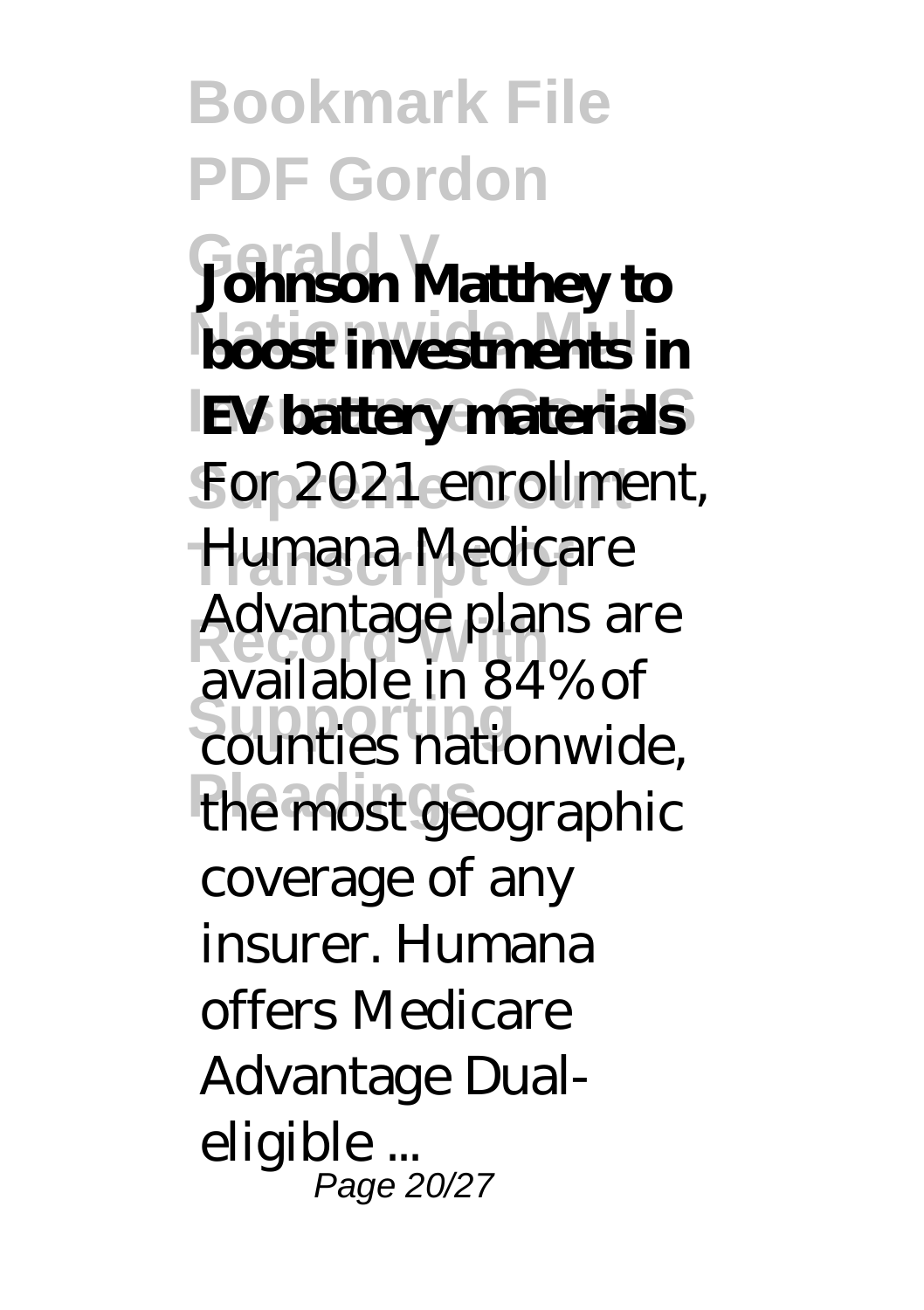**Johnson Matthey to boost investments in EV battery materials**

For 2021 enrollment, Humana Medicare Advantage plans are available in 84% of counties nationwide, the most geographic coverage of any insurer. Humana offers Medicare Advantage Dual-eligible ...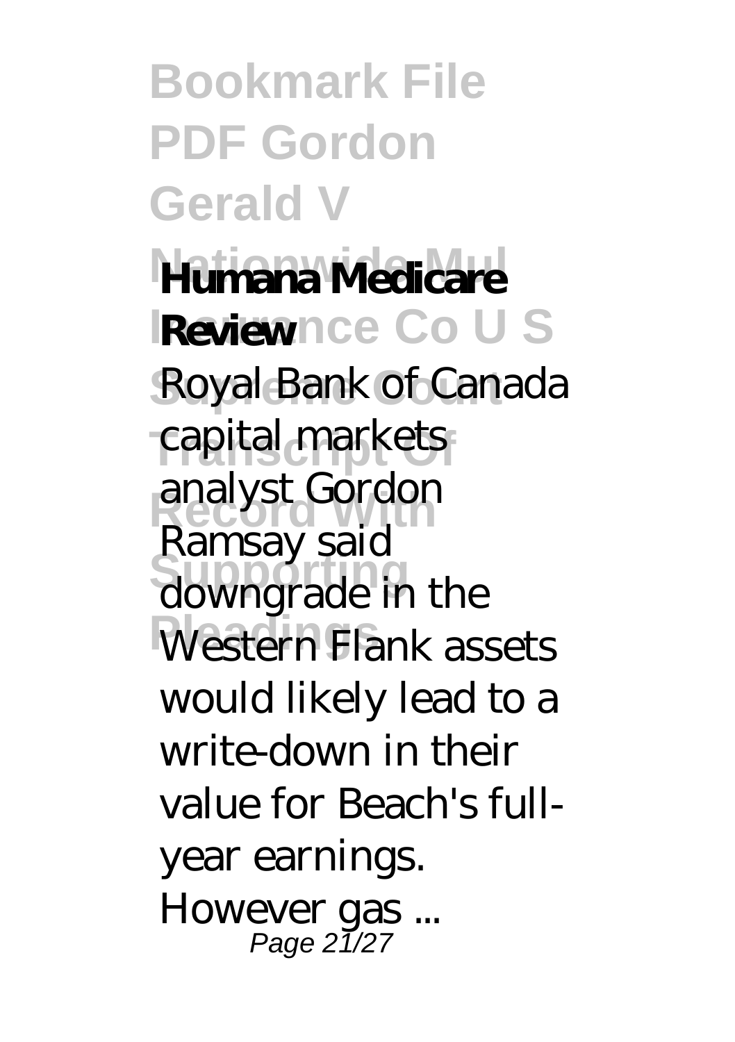**Humana Medicare Review**

Royal Bank of Canada capital markets analyst Gordon Ramsay said downgrade in the Western Flank assets would likely lead to a write-down in their value for Beach's full-year earnings. However gas ...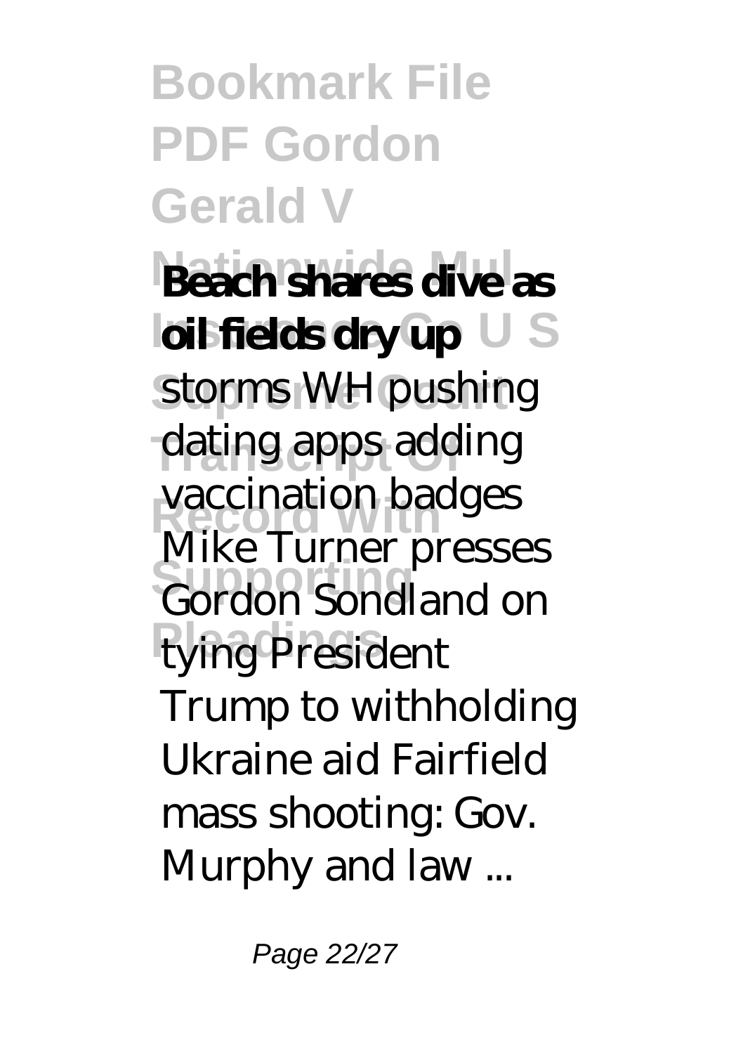**Beach shares dive as oil fields dry up**

storms WH pushing dating apps adding vaccination badges Mike Turner presses Gordon Sondland on tying President Trump to withholding Ukraine aid Fairfield mass shooting: Gov. Murphy and law ...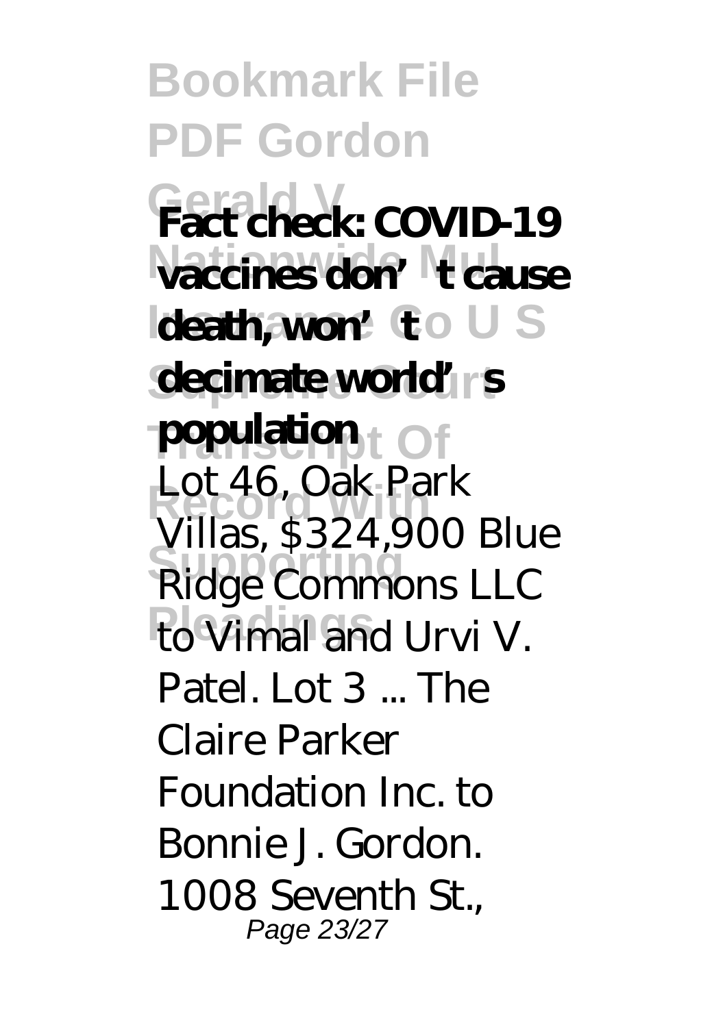**Fact check: COVID-19 vaccines don't cause death, won't decimate world's population**

Lot 46, Oak Park Villas, $324,900 Blue Ridge Commons LLC to Vimal and Urvi V. Patel. Lot 3 ... The Claire Parker Foundation Inc. to Bonnie J. Gordon. 1008 Seventh St.,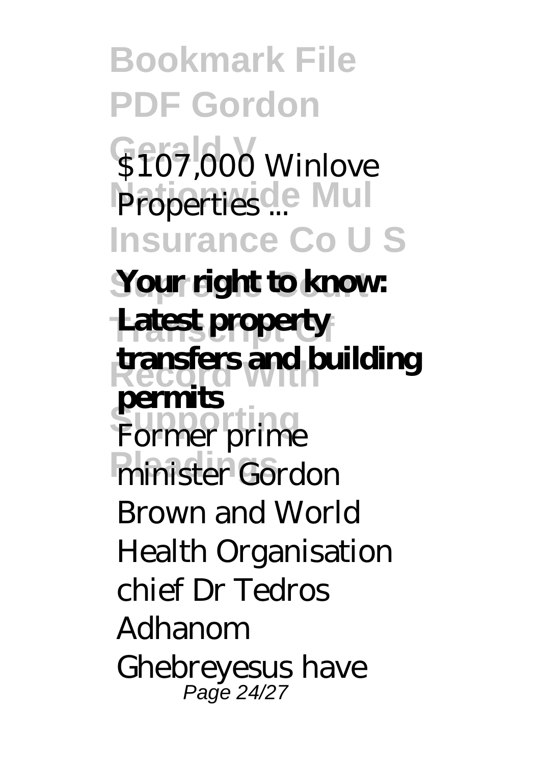$107,000 Winlove Properties ...

**Your right to know: Latest property transfers and building permits**

Former prime minister Gordon Brown and World Health Organisation chief Dr Tedros Adhanom Ghebreyesus have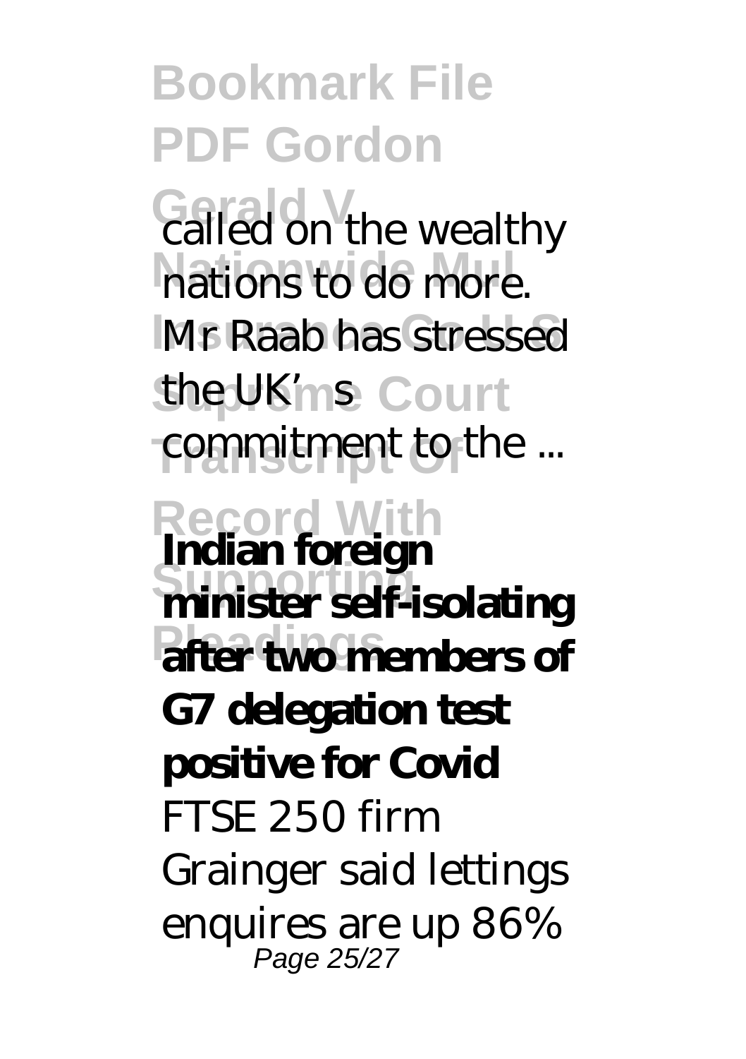called on the wealthy nations to do more. Mr Raab has stressed the UK's commitment to the ...

**Indian foreign minister self-isolating after two members of G7 delegation test positive for Covid**

FTSE 250 firm Grainger said lettings enquires are up 86%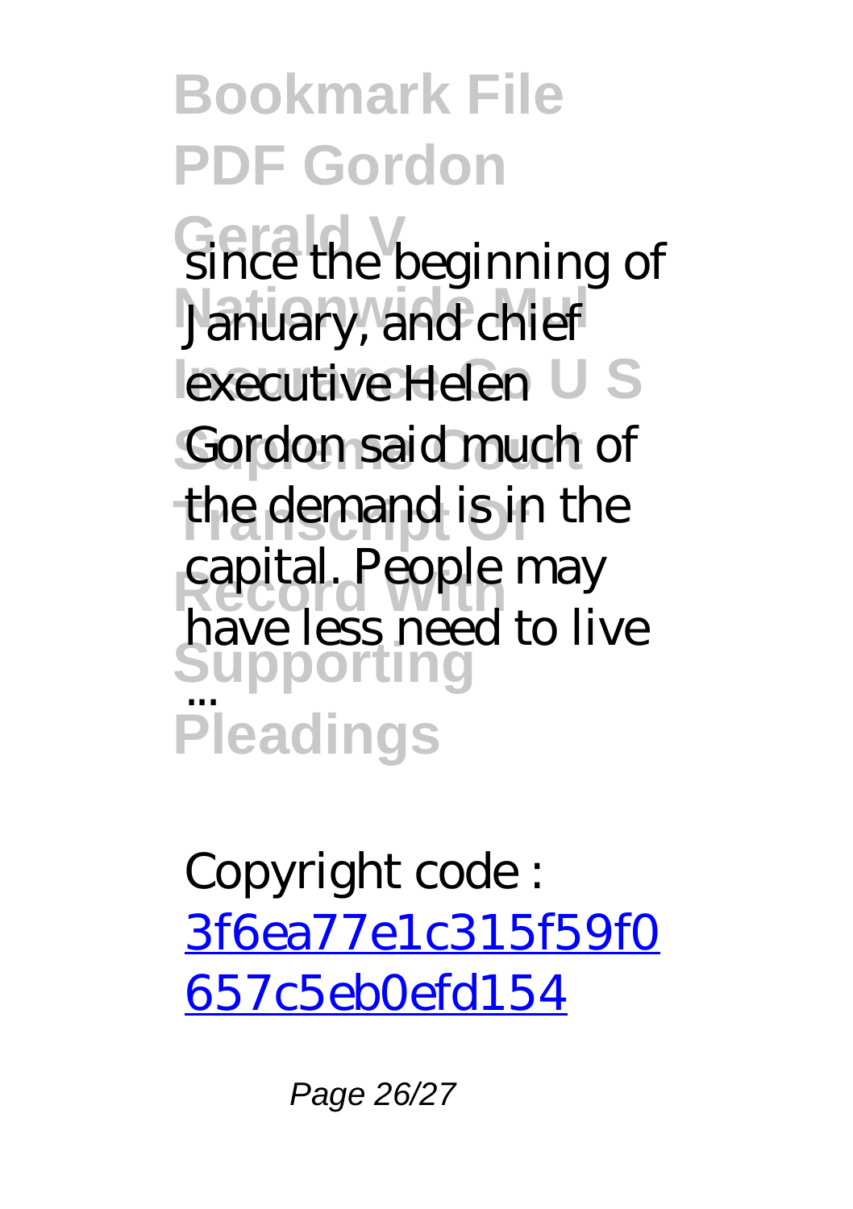since the beginning of January, and chief executive Helen Gordon said much of the demand is in the capital. People may have less need to live ...

Copyright code : [3f6ea77e1c315f59f0657c5eb0efd154](3f6ea77e1c315f59f0657c5eb0efd154)